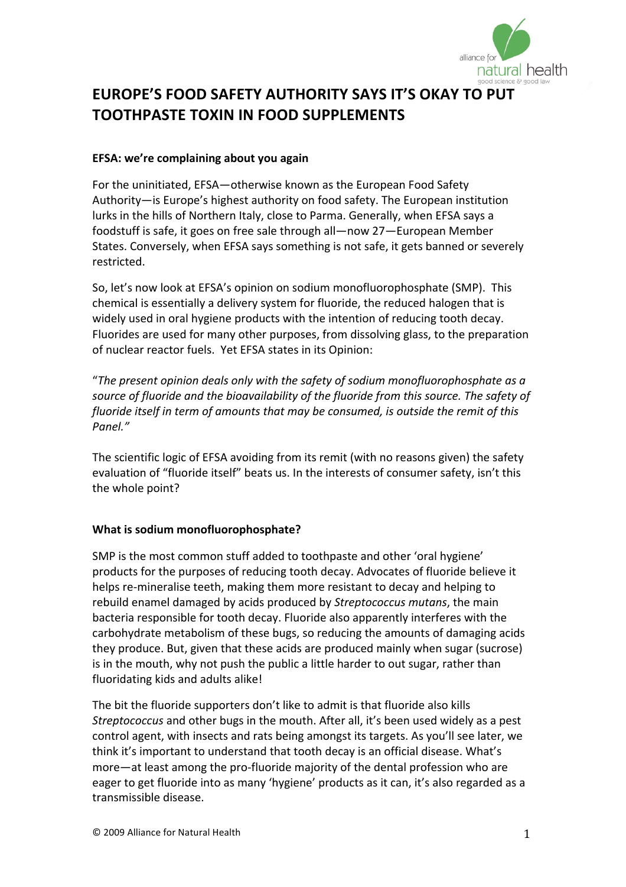# EUROPE'S FOOD SAFETY AUTHORITY SAYS IT'S OKAY TO PUT TOOTHPASTE TOXIN IN FOOD SUPPLEMENTS

### EFSA: we're complaining about you again

For the uninitiated, EFSA—otherwise known as the European Food Safety Authority—is Europe's highest authority on food safety. The European institution lurks in the hills of Northern Italy, close to Parma. Generally, when EFSA says a foodstuff is safe, it goes on free sale through all—now 27—European Member States. Conversely, when EFSA says something is not safe, it gets banned or severely restricted.

So, let's now look at EFSA's opinion on sodium monofluorophosphate (SMP). This chemical is essentially a delivery system for fluoride, the reduced halogen that is widely used in oral hygiene products with the intention of reducing tooth decay. Fluorides are used for many other purposes, from dissolving glass, to the preparation of nuclear reactor fuels. Yet EFSA states in its Opinion:

"*The present opinion deals only with the safety of sodium monofluorophosphate as a source of fluoride and the bioavailability of the fluoride from this source. The safety of fluoride itself in term of amounts that may be consumed, is outside the remit of this Panel.*"

The scientific logic of EFSA avoiding from its remit (with no reasons given) the safety evaluation of "fluoride itself" beats us. In the interests of consumer safety, isn't this the whole point?

### What is sodium monofluorophosphate?

SMP is the most common stuff added to toothpaste and other 'oral hygiene' products for the purposes of reducing tooth decay. Advocates of fluoride believe it helps re-mineralise teeth, making them more resistant to decay and helping to rebuild enamel damaged by acids produced by *Streptococcus mutans*, the main bacteria responsible for tooth decay. Fluoride also apparently interferes with the carbohydrate metabolism of these bugs, so reducing the amounts of damaging acids they produce. But, given that these acids are produced mainly when sugar (sucrose) is in the mouth, why not push the public a little harder to out sugar, rather than fluoridating kids and adults alike!

The bit the fluoride supporters don't like to admit is that fluoride also kills *Streptococcus* and other bugs in the mouth. After all, it's been used widely as a pest control agent, with insects and rats being amongst its targets. As you'll see later, we think it's important to understand that tooth decay is an official disease. What's more—at least among the pro-fluoride majority of the dental profession who are eager to get fluoride into as many 'hygiene' products as it can, it's also regarded as a transmissible disease.

© 2009 Alliance for Natural Health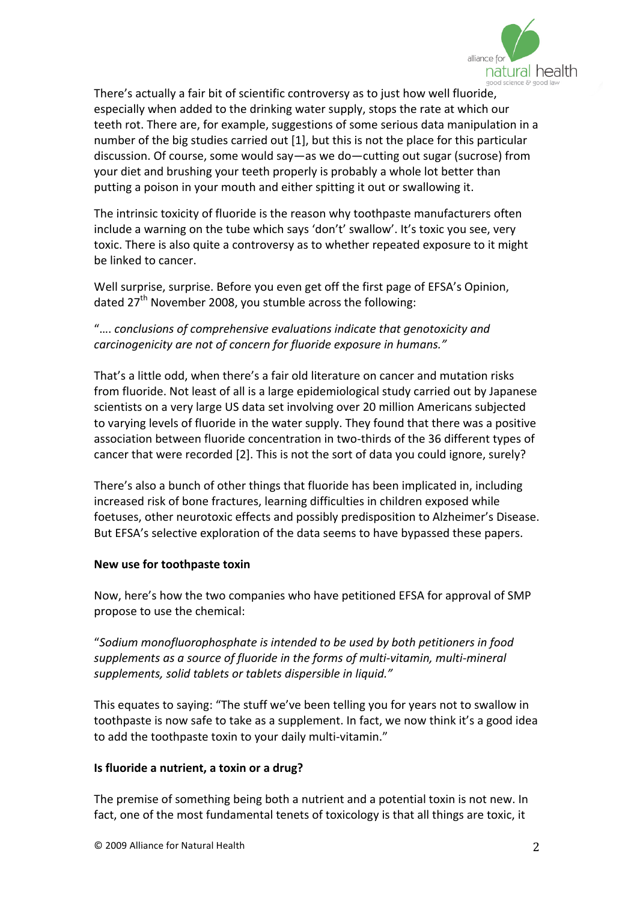There's actually a fair bit of scientific controversy as to just how well fluoride, especially when added to the drinking water supply, stops the rate at which our teeth rot. There are, for example, suggestions of some serious data manipulation in a number of the big studies carried out [1], but this is not the place for this particular discussion. Of course, some would say—as we do—cutting out sugar (sucrose) from your diet and brushing your teeth properly is probably a whole lot better than putting a poison in your mouth and either spitting it out or swallowing it.

The intrinsic toxicity of fluoride is the reason why toothpaste manufacturers often include a warning on the tube which says 'don't' swallow'. It's toxic you see, very toxic. There is also quite a controversy as to whether repeated exposure to it might be linked to cancer.

Well surprise, surprise. Before you even get off the first page of EFSA's Opinion, dated 27th November 2008, you stumble across the following:

"…. *conclusions of comprehensive evaluations indicate that genotoxicity and carcinogenicity are not of concern for fluoride exposure in humans."*

That's a little odd, when there's a fair old literature on cancer and mutation risks from fluoride. Not least of all is a large epidemiological study carried out by Japanese scientists on a very large US data set involving over 20 million Americans subjected to varying levels of fluoride in the water supply. They found that there was a positive association between fluoride concentration in two-thirds of the 36 different types of cancer that were recorded [2]. This is not the sort of data you could ignore, surely?

There's also a bunch of other things that fluoride has been implicated in, including increased risk of bone fractures, learning difficulties in children exposed while foetuses, other neurotoxic effects and possibly predisposition to Alzheimer's Disease. But EFSA's selective exploration of the data seems to have bypassed these papers.

**New use for toothpaste toxin**

Now, here's how the two companies who have petitioned EFSA for approval of SMP propose to use the chemical:

"*Sodium monofluorophosphate is intended to be used by both petitioners in food supplements as a source of fluoride in the forms of multi-vitamin, multi-mineral supplements, solid tablets or tablets dispersible in liquid."*

This equates to saying: "The stuff we've been telling you for years not to swallow in toothpaste is now safe to take as a supplement. In fact, we now think it's a good idea to add the toothpaste toxin to your daily multi-vitamin."

**Is fluoride a nutrient, a toxin or a drug?**

The premise of something being both a nutrient and a potential toxin is not new. In fact, one of the most fundamental tenets of toxicology is that all things are toxic, it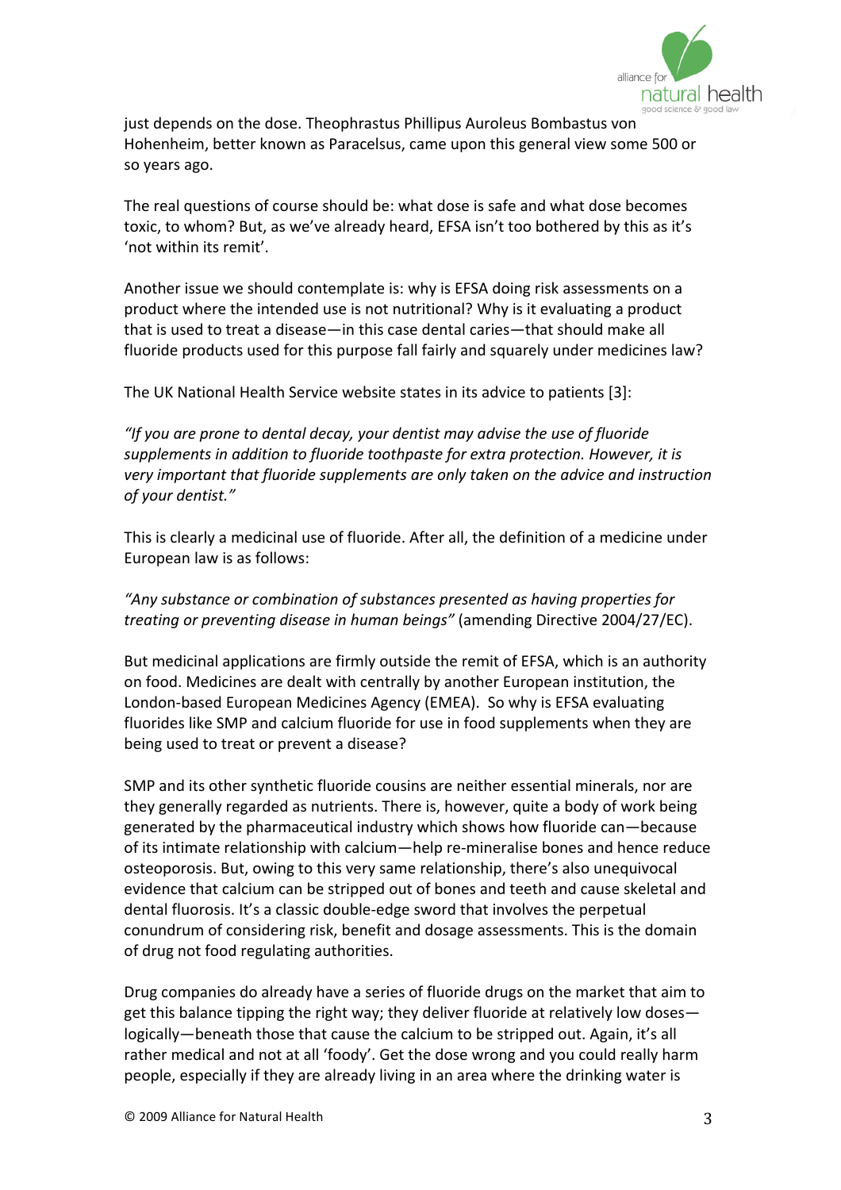just depends on the dose. Theophrastus Phillipus Auroleus Bombastus von Hohenheim, better known as Paracelsus, came upon this general view some 500 or so years ago.

The real questions of course should be: what dose is safe and what dose becomes toxic, to whom? But, as we've already heard, EFSA isn't too bothered by this as it's 'not within its remit'.

Another issue we should contemplate is: why is EFSA doing risk assessments on a product where the intended use is not nutritional? Why is it evaluating a product that is used to treat a disease—in this case dental caries—that should make all fluoride products used for this purpose fall fairly and squarely under medicines law?

The UK National Health Service website states in its advice to patients [3]:

*"If you are prone to dental decay, your dentist may advise the use of fluoride supplements in addition to fluoride toothpaste for extra protection. However, it is very important that fluoride supplements are only taken on the advice and instruction of your dentist."*

This is clearly a medicinal use of fluoride. After all, the definition of a medicine under European law is as follows:

*"Any substance or combination of substances presented as having properties for treating or preventing disease in human beings"* (amending Directive 2004/27/EC).

But medicinal applications are firmly outside the remit of EFSA, which is an authority on food. Medicines are dealt with centrally by another European institution, the London-based European Medicines Agency (EMEA). So why is EFSA evaluating fluorides like SMP and calcium fluoride for use in food supplements when they are being used to treat or prevent a disease?

SMP and its other synthetic fluoride cousins are neither essential minerals, nor are they generally regarded as nutrients. There is, however, quite a body of work being generated by the pharmaceutical industry which shows how fluoride can—because of its intimate relationship with calcium—help re-mineralise bones and hence reduce osteoporosis. But, owing to this very same relationship, there's also unequivocal evidence that calcium can be stripped out of bones and teeth and cause skeletal and dental fluorosis. It's a classic double-edge sword that involves the perpetual conundrum of considering risk, benefit and dosage assessments. This is the domain of drug not food regulating authorities.

Drug companies do already have a series of fluoride drugs on the market that aim to get this balance tipping the right way; they deliver fluoride at relatively low doses—logically—beneath those that cause the calcium to be stripped out. Again, it's all rather medical and not at all 'foody'. Get the dose wrong and you could really harm people, especially if they are already living in an area where the drinking water is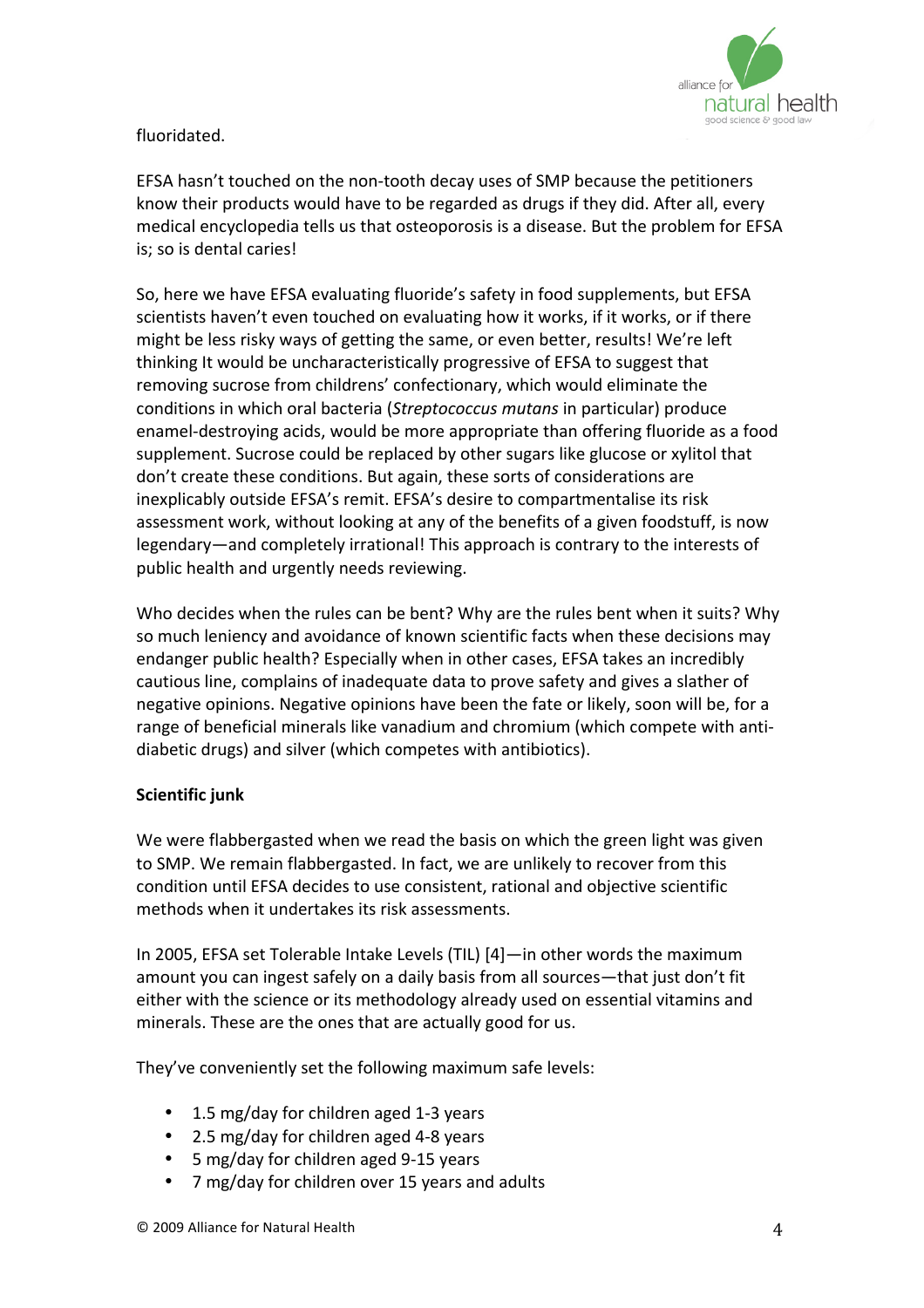fluoridated.

EFSA hasn't touched on the non-tooth decay uses of SMP because the petitioners know their products would have to be regarded as drugs if they did. After all, every medical encyclopedia tells us that osteoporosis is a disease. But the problem for EFSA is; so is dental caries!

So, here we have EFSA evaluating fluoride's safety in food supplements, but EFSA scientists haven't even touched on evaluating how it works, if it works, or if there might be less risky ways of getting the same, or even better, results! We're left thinking It would be uncharacteristically progressive of EFSA to suggest that removing sucrose from childrens' confectionary, which would eliminate the conditions in which oral bacteria (*Streptococcus mutans* in particular) produce enamel-destroying acids, would be more appropriate than offering fluoride as a food supplement. Sucrose could be replaced by other sugars like glucose or xylitol that don't create these conditions. But again, these sorts of considerations are inexplicably outside EFSA's remit. EFSA's desire to compartmentalise its risk assessment work, without looking at any of the benefits of a given foodstuff, is now legendary—and completely irrational! This approach is contrary to the interests of public health and urgently needs reviewing.

Who decides when the rules can be bent? Why are the rules bent when it suits? Why so much leniency and avoidance of known scientific facts when these decisions may endanger public health? Especially when in other cases, EFSA takes an incredibly cautious line, complains of inadequate data to prove safety and gives a slather of negative opinions. Negative opinions have been the fate or likely, soon will be, for a range of beneficial minerals like vanadium and chromium (which compete with anti-diabetic drugs) and silver (which competes with antibiotics).

**Scientific junk**

We were flabbergasted when we read the basis on which the green light was given to SMP. We remain flabbergasted. In fact, we are unlikely to recover from this condition until EFSA decides to use consistent, rational and objective scientific methods when it undertakes its risk assessments.

In 2005, EFSA set Tolerable Intake Levels (TIL) [4]—in other words the maximum amount you can ingest safely on a daily basis from all sources—that just don't fit either with the science or its methodology already used on essential vitamins and minerals. These are the ones that are actually good for us.

They've conveniently set the following maximum safe levels:

- 1.5 mg/day for children aged 1-3 years
- 2.5 mg/day for children aged 4-8 years
- 5 mg/day for children aged 9-15 years
- 7 mg/day for children over 15 years and adults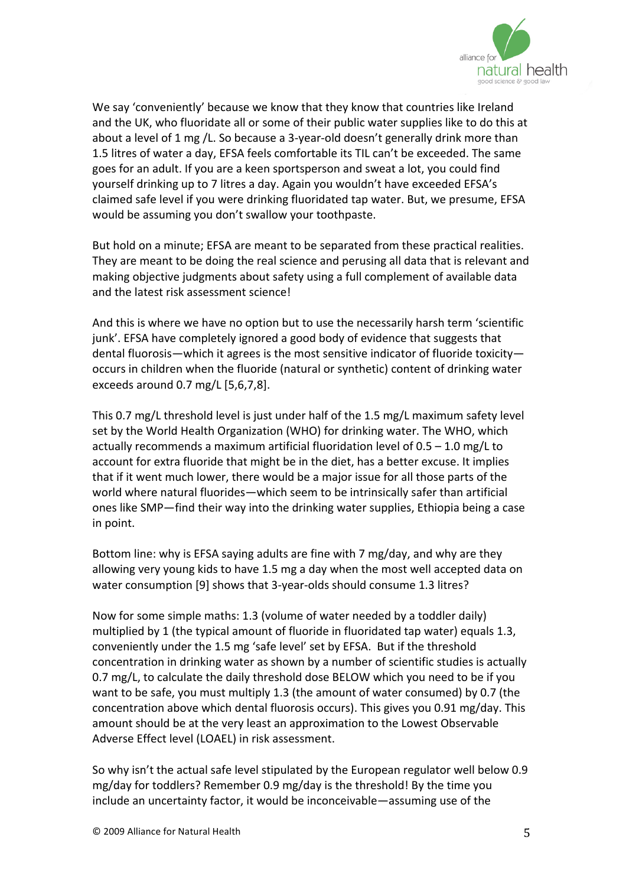We say 'conveniently' because we know that they know that countries like Ireland and the UK, who fluoridate all or some of their public water supplies like to do this at about a level of 1 mg /L. So because a 3-year-old doesn't generally drink more than 1.5 litres of water a day, EFSA feels comfortable its TIL can't be exceeded. The same goes for an adult. If you are a keen sportsperson and sweat a lot, you could find yourself drinking up to 7 litres a day. Again you wouldn't have exceeded EFSA's claimed safe level if you were drinking fluoridated tap water. But, we presume, EFSA would be assuming you don't swallow your toothpaste.

But hold on a minute; EFSA are meant to be separated from these practical realities. They are meant to be doing the real science and perusing all data that is relevant and making objective judgments about safety using a full complement of available data and the latest risk assessment science!

And this is where we have no option but to use the necessarily harsh term 'scientific junk'. EFSA have completely ignored a good body of evidence that suggests that dental fluorosis—which it agrees is the most sensitive indicator of fluoride toxicity—occurs in children when the fluoride (natural or synthetic) content of drinking water exceeds around 0.7 mg/L [5,6,7,8].

This 0.7 mg/L threshold level is just under half of the 1.5 mg/L maximum safety level set by the World Health Organization (WHO) for drinking water. The WHO, which actually recommends a maximum artificial fluoridation level of 0.5 – 1.0 mg/L to account for extra fluoride that might be in the diet, has a better excuse. It implies that if it went much lower, there would be a major issue for all those parts of the world where natural fluorides—which seem to be intrinsically safer than artificial ones like SMP—find their way into the drinking water supplies, Ethiopia being a case in point.

Bottom line: why is EFSA saying adults are fine with 7 mg/day, and why are they allowing very young kids to have 1.5 mg a day when the most well accepted data on water consumption [9] shows that 3-year-olds should consume 1.3 litres?

Now for some simple maths: 1.3 (volume of water needed by a toddler daily) multiplied by 1 (the typical amount of fluoride in fluoridated tap water) equals 1.3, conveniently under the 1.5 mg 'safe level' set by EFSA. But if the threshold concentration in drinking water as shown by a number of scientific studies is actually 0.7 mg/L, to calculate the daily threshold dose BELOW which you need to be if you want to be safe, you must multiply 1.3 (the amount of water consumed) by 0.7 (the concentration above which dental fluorosis occurs). This gives you 0.91 mg/day. This amount should be at the very least an approximation to the Lowest Observable Adverse Effect level (LOAEL) in risk assessment.

So why isn't the actual safe level stipulated by the European regulator well below 0.9 mg/day for toddlers? Remember 0.9 mg/day is the threshold! By the time you include an uncertainty factor, it would be inconceivable—assuming use of the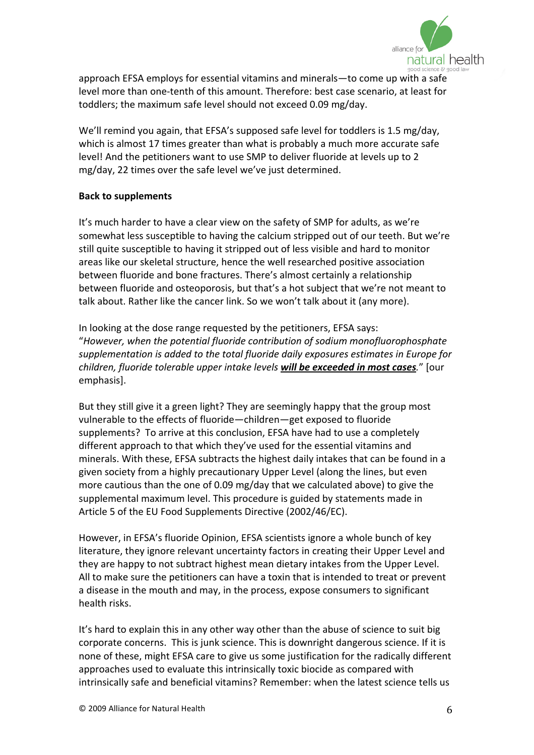approach EFSA employs for essential vitamins and minerals—to come up with a safe level more than one-tenth of this amount. Therefore: best case scenario, at least for toddlers; the maximum safe level should not exceed 0.09 mg/day.

We'll remind you again, that EFSA's supposed safe level for toddlers is 1.5 mg/day, which is almost 17 times greater than what is probably a much more accurate safe level! And the petitioners want to use SMP to deliver fluoride at levels up to 2 mg/day, 22 times over the safe level we've just determined.

**Back to supplements**

It's much harder to have a clear view on the safety of SMP for adults, as we're somewhat less susceptible to having the calcium stripped out of our teeth. But we're still quite susceptible to having it stripped out of less visible and hard to monitor areas like our skeletal structure, hence the well researched positive association between fluoride and bone fractures. There's almost certainly a relationship between fluoride and osteoporosis, but that's a hot subject that we're not meant to talk about. Rather like the cancer link. So we won't talk about it (any more).

In looking at the dose range requested by the petitioners, EFSA says: "*However, when the potential fluoride contribution of sodium monofluorophosphate supplementation is added to the total fluoride daily exposures estimates in Europe for children, fluoride tolerable upper intake levels **will be exceeded in most cases**.*" [our emphasis].

But they still give it a green light? They are seemingly happy that the group most vulnerable to the effects of fluoride—children—get exposed to fluoride supplements? To arrive at this conclusion, EFSA have had to use a completely different approach to that which they've used for the essential vitamins and minerals. With these, EFSA subtracts the highest daily intakes that can be found in a given society from a highly precautionary Upper Level (along the lines, but even more cautious than the one of 0.09 mg/day that we calculated above) to give the supplemental maximum level. This procedure is guided by statements made in Article 5 of the EU Food Supplements Directive (2002/46/EC).

However, in EFSA's fluoride Opinion, EFSA scientists ignore a whole bunch of key literature, they ignore relevant uncertainty factors in creating their Upper Level and they are happy to not subtract highest mean dietary intakes from the Upper Level. All to make sure the petitioners can have a toxin that is intended to treat or prevent a disease in the mouth and may, in the process, expose consumers to significant health risks.

It's hard to explain this in any other way other than the abuse of science to suit big corporate concerns. This is junk science. This is downright dangerous science. If it is none of these, might EFSA care to give us some justification for the radically different approaches used to evaluate this intrinsically toxic biocide as compared with intrinsically safe and beneficial vitamins? Remember: when the latest science tells us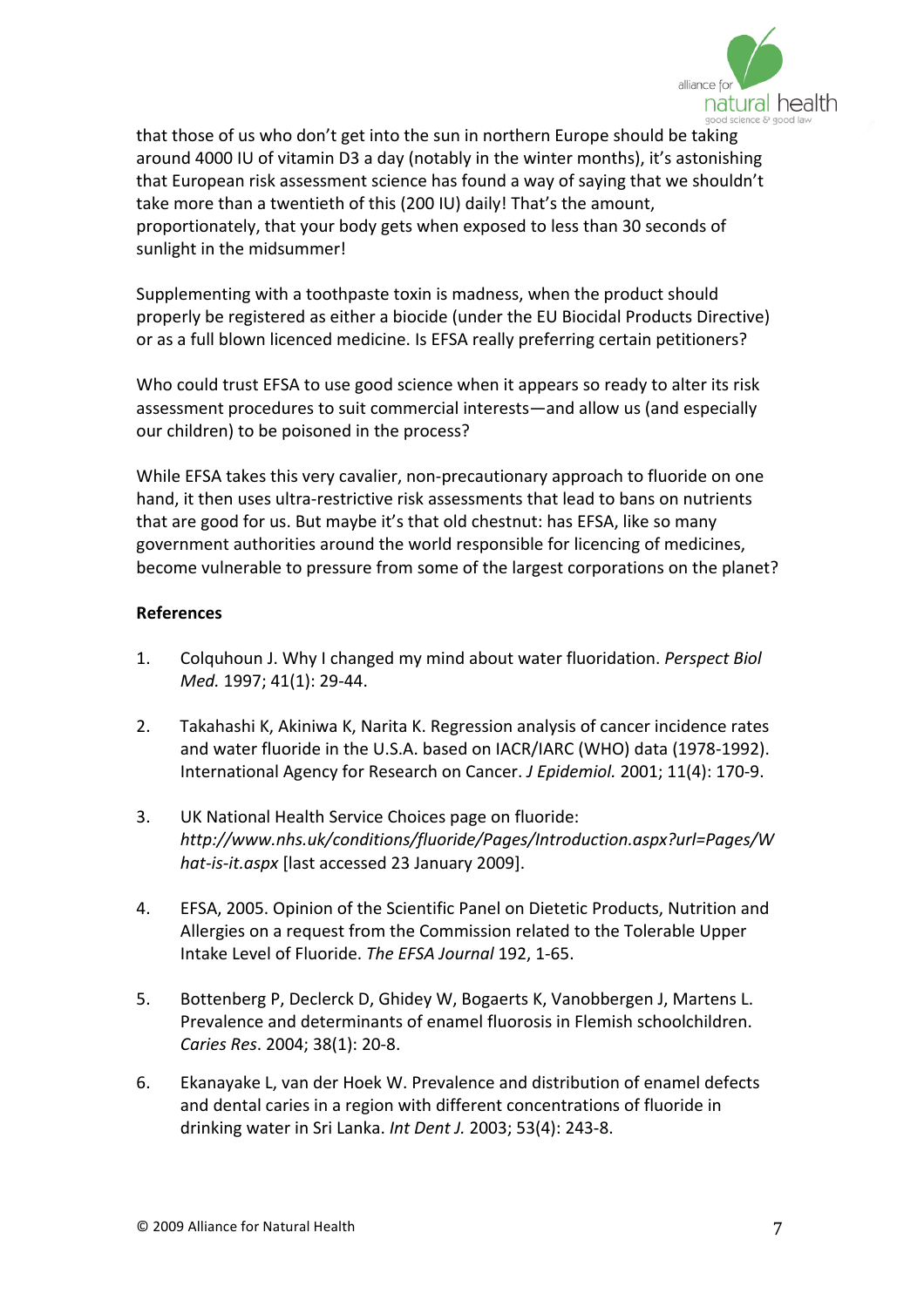that those of us who don't get into the sun in northern Europe should be taking around 4000 IU of vitamin D3 a day (notably in the winter months), it's astonishing that European risk assessment science has found a way of saying that we shouldn't take more than a twentieth of this (200 IU) daily! That's the amount, proportionately, that your body gets when exposed to less than 30 seconds of sunlight in the midsummer!

Supplementing with a toothpaste toxin is madness, when the product should properly be registered as either a biocide (under the EU Biocidal Products Directive) or as a full blown licenced medicine. Is EFSA really preferring certain petitioners?

Who could trust EFSA to use good science when it appears so ready to alter its risk assessment procedures to suit commercial interests—and allow us (and especially our children) to be poisoned in the process?

While EFSA takes this very cavalier, non-precautionary approach to fluoride on one hand, it then uses ultra-restrictive risk assessments that lead to bans on nutrients that are good for us. But maybe it's that old chestnut: has EFSA, like so many government authorities around the world responsible for licencing of medicines, become vulnerable to pressure from some of the largest corporations on the planet?

**References**

1. Colquhoun J. Why I changed my mind about water fluoridation. *Perspect Biol Med.* 1997; 41(1): 29-44.
2. Takahashi K, Akiniwa K, Narita K. Regression analysis of cancer incidence rates and water fluoride in the U.S.A. based on IACR/IARC (WHO) data (1978-1992). International Agency for Research on Cancer. *J Epidemiol.* 2001; 11(4): 170-9.
3. UK National Health Service Choices page on fluoride: *http://www.nhs.uk/conditions/fluoride/Pages/Introduction.aspx?url=Pages/What-is-it.aspx* [last accessed 23 January 2009].
4. EFSA, 2005. Opinion of the Scientific Panel on Dietetic Products, Nutrition and Allergies on a request from the Commission related to the Tolerable Upper Intake Level of Fluoride. *The EFSA Journal* 192, 1-65.
5. Bottenberg P, Declerck D, Ghidey W, Bogaerts K, Vanobbergen J, Martens L. Prevalence and determinants of enamel fluorosis in Flemish schoolchildren. *Caries Res*. 2004; 38(1): 20-8.
6. Ekanayake L, van der Hoek W. Prevalence and distribution of enamel defects and dental caries in a region with different concentrations of fluoride in drinking water in Sri Lanka. *Int Dent J.* 2003; 53(4): 243-8.

© 2009 Alliance for Natural Health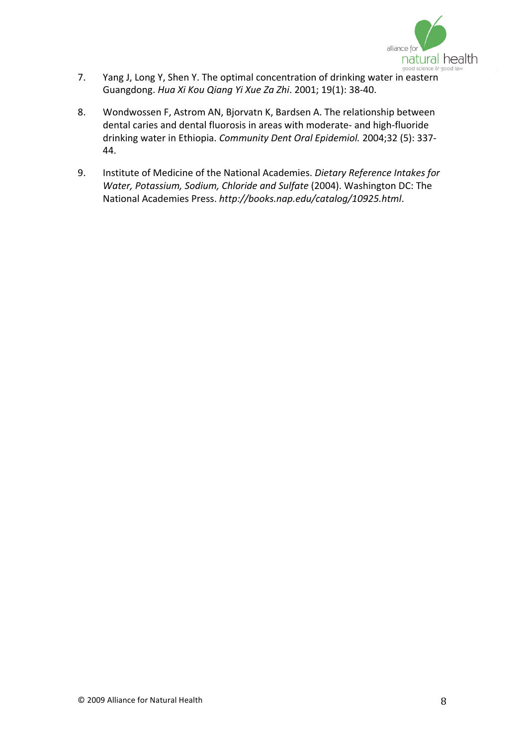7. Yang J, Long Y, Shen Y. The optimal concentration of drinking water in eastern Guangdong. *Hua Xi Kou Qiang Yi Xue Za Zhi*. 2001; 19(1): 38-40.

8. Wondwossen F, Astrom AN, Bjorvatn K, Bardsen A. The relationship between dental caries and dental fluorosis in areas with moderate- and high-fluoride drinking water in Ethiopia. *Community Dent Oral Epidemiol.* 2004;32 (5): 337-44.

9. Institute of Medicine of the National Academies. *Dietary Reference Intakes for Water, Potassium, Sodium, Chloride and Sulfate* (2004). Washington DC: The National Academies Press. *http://books.nap.edu/catalog/10925.html*.